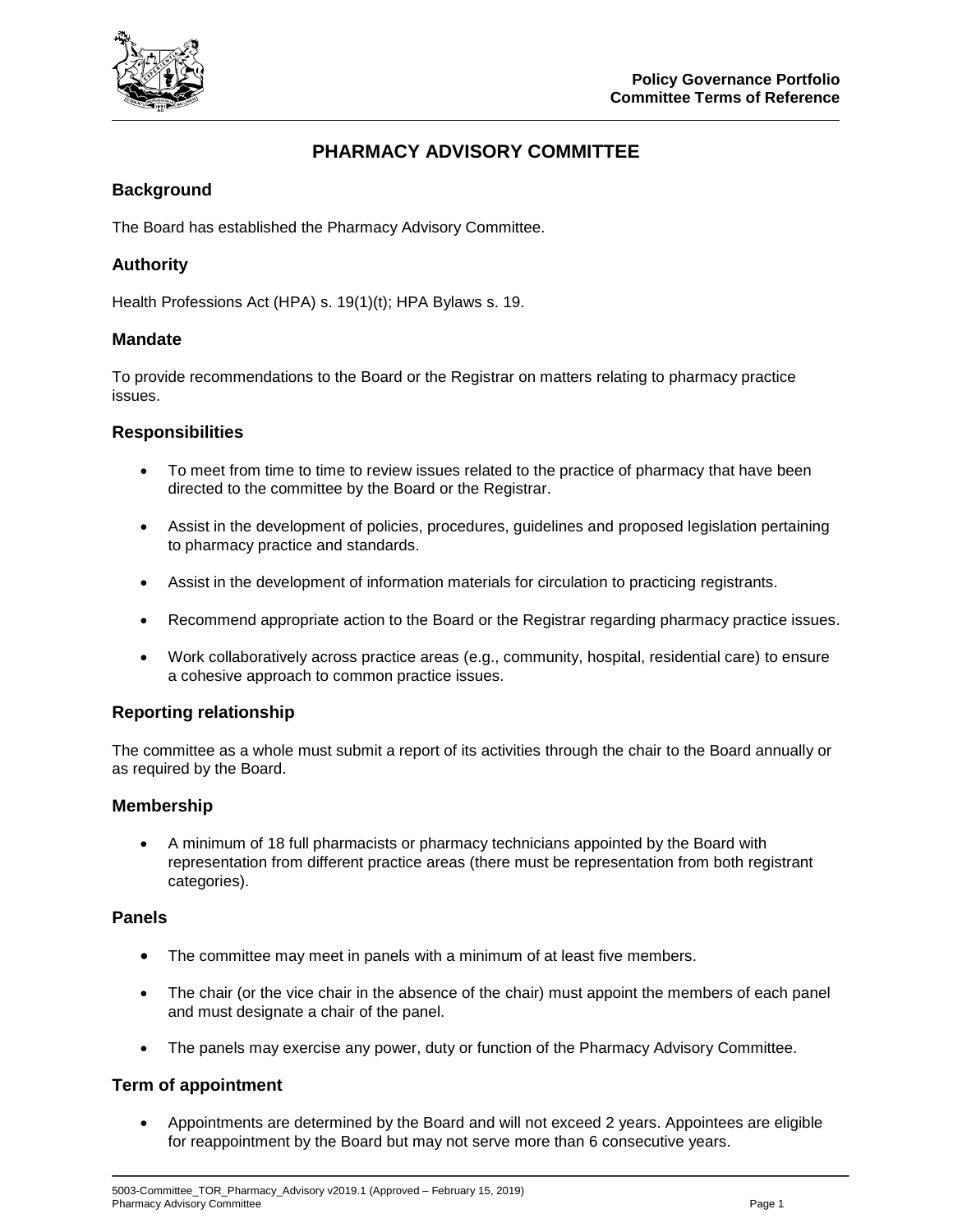# PHARMACY ADVISORY COMMITTEE

## Background

The Board has established the Pharmacy Advisory Committee.

## Authority

Health Professions Act (HPA) s. 19(1)(t); HPA Bylaws s. 19.

## Mandate

To provide recommendations to the Board or the Registrar on matters relating to pharmacy practice issues.

## Responsibilities

- To meet from time to time to review issues related to the practice of pharmacy that have been directed to the committee by the Board or the Registrar.
- Assist in the development of policies, procedures, guidelines and proposed legislation pertaining to pharmacy practice and standards.
- Assist in the development of information materials for circulation to practicing registrants.
- Recommend appropriate action to the Board or the Registrar regarding pharmacy practice issues.
- Work collaboratively across practice areas (e.g., community, hospital, residential care) to ensure a cohesive approach to common practice issues.

## Reporting relationship

The committee as a whole must submit a report of its activities through the chair to the Board annually or as required by the Board.

## Membership

- A minimum of 18 full pharmacists or pharmacy technicians appointed by the Board with representation from different practice areas (there must be representation from both registrant categories).

## Panels

- The committee may meet in panels with a minimum of at least five members.
- The chair (or the vice chair in the absence of the chair) must appoint the members of each panel and must designate a chair of the panel.
- The panels may exercise any power, duty or function of the Pharmacy Advisory Committee.

## Term of appointment

- Appointments are determined by the Board and will not exceed 2 years. Appointees are eligible for reappointment by the Board but may not serve more than 6 consecutive years.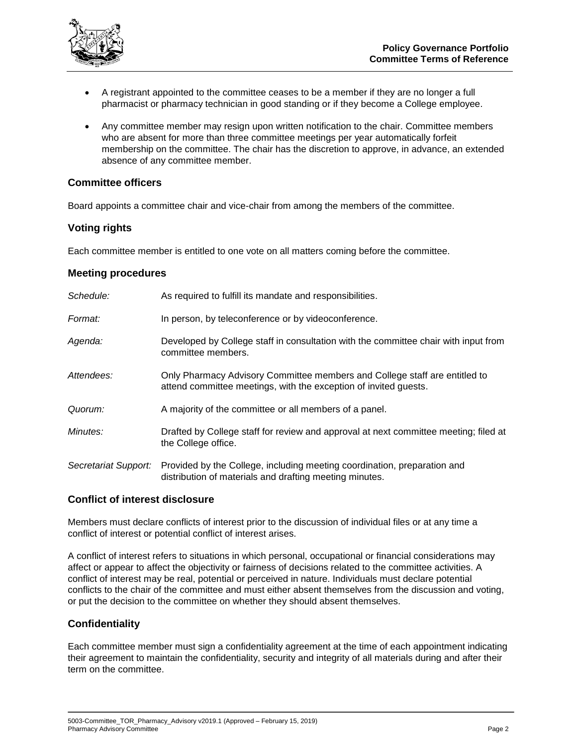- A registrant appointed to the committee ceases to be a member if they are no longer a full pharmacist or pharmacy technician in good standing or if they become a College employee.
- Any committee member may resign upon written notification to the chair. Committee members who are absent for more than three committee meetings per year automatically forfeit membership on the committee. The chair has the discretion to approve, in advance, an extended absence of any committee member.

## Committee officers

Board appoints a committee chair and vice-chair from among the members of the committee.

## Voting rights

Each committee member is entitled to one vote on all matters coming before the committee.

## Meeting procedures

| | |
|---|---|
| *Schedule:* | As required to fulfill its mandate and responsibilities. |
| *Format:* | In person, by teleconference or by videoconference. |
| *Agenda:* | Developed by College staff in consultation with the committee chair with input from committee members. |
| *Attendees:* | Only Pharmacy Advisory Committee members and College staff are entitled to attend committee meetings, with the exception of invited guests. |
| *Quorum:* | A majority of the committee or all members of a panel. |
| *Minutes:* | Drafted by College staff for review and approval at next committee meeting; filed at the College office. |
| *Secretariat Support:* | Provided by the College, including meeting coordination, preparation and distribution of materials and drafting meeting minutes. |

## Conflict of interest disclosure

Members must declare conflicts of interest prior to the discussion of individual files or at any time a conflict of interest or potential conflict of interest arises.

A conflict of interest refers to situations in which personal, occupational or financial considerations may affect or appear to affect the objectivity or fairness of decisions related to the committee activities. A conflict of interest may be real, potential or perceived in nature. Individuals must declare potential conflicts to the chair of the committee and must either absent themselves from the discussion and voting, or put the decision to the committee on whether they should absent themselves.

## Confidentiality

Each committee member must sign a confidentiality agreement at the time of each appointment indicating their agreement to maintain the confidentiality, security and integrity of all materials during and after their term on the committee.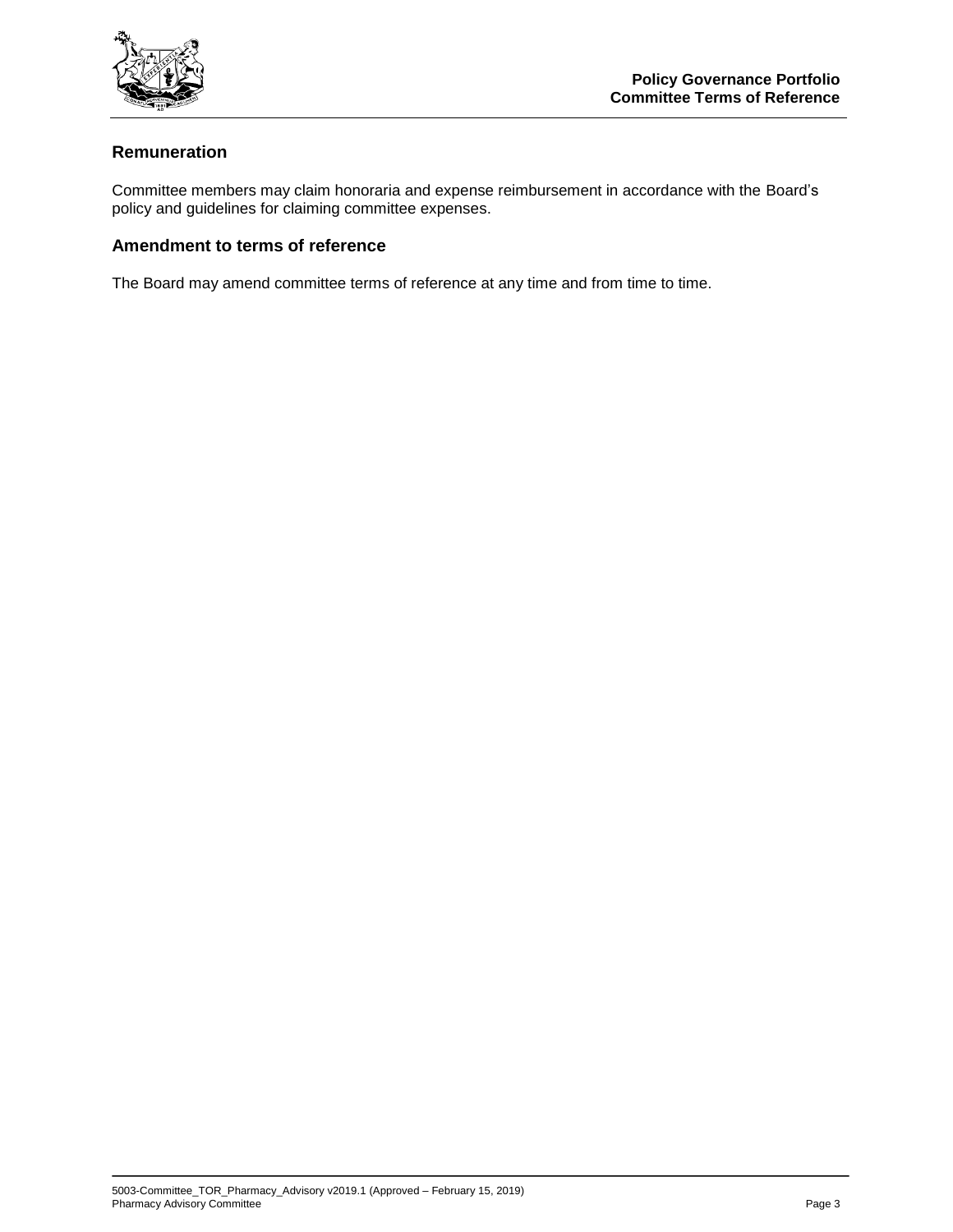## Remuneration

Committee members may claim honoraria and expense reimbursement in accordance with the Board's policy and guidelines for claiming committee expenses.

## Amendment to terms of reference

The Board may amend committee terms of reference at any time and from time to time.